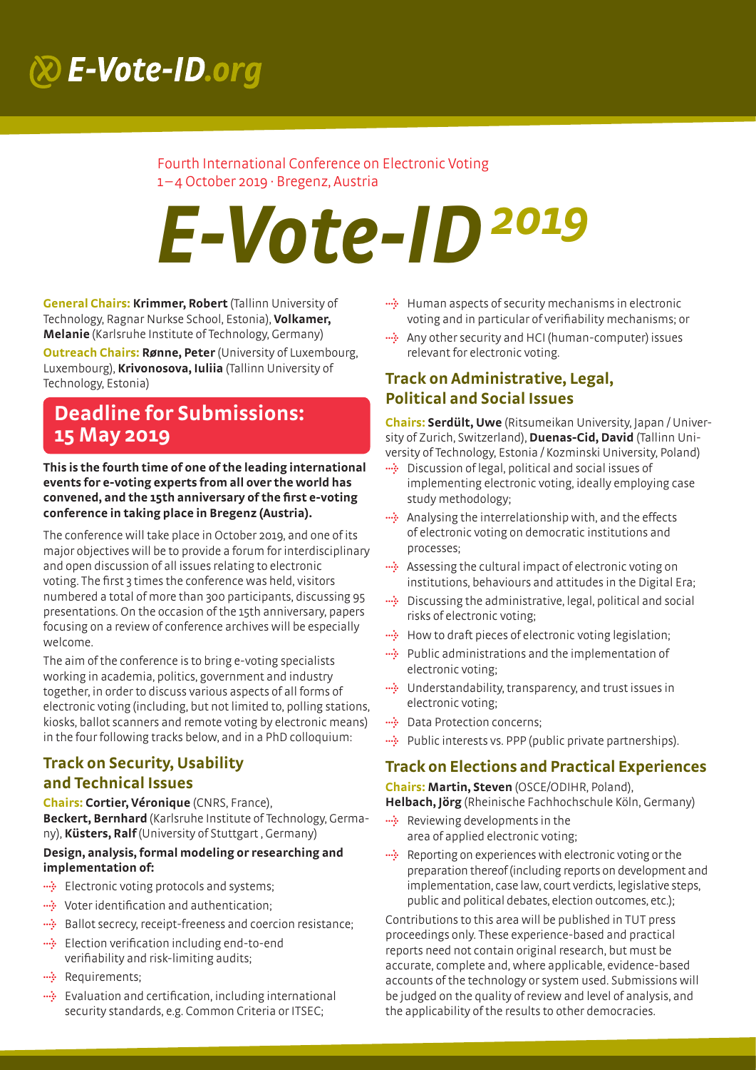# E-Vote-ID.org

Fourth International Conference on Electronic Voting
1–4 October 2019 · Bregenz, Austria

# E-Vote-ID 2019

**General Chairs:** **Krimmer, Robert** (Tallinn University of Technology, Ragnar Nurkse School, Estonia), **Volkamer, Melanie** (Karlsruhe Institute of Technology, Germany)

**Outreach Chairs:** **Rønne, Peter** (University of Luxembourg, Luxembourg), **Krivonosova, Iuliia** (Tallinn University of Technology, Estonia)

## Deadline for Submissions: 15 May 2019

**This is the fourth time of one of the leading international events for e-voting experts from all over the world has convened, and the 15th anniversary of the first e-voting conference in taking place in Bregenz (Austria).**

The conference will take place in October 2019, and one of its major objectives will be to provide a forum for interdisciplinary and open discussion of all issues relating to electronic voting. The first 3 times the conference was held, visitors numbered a total of more than 300 participants, discussing 95 presentations. On the occasion of the 15th anniversary, papers focusing on a review of conference archives will be especially welcome.

The aim of the conference is to bring e-voting specialists working in academia, politics, government and industry together, in order to discuss various aspects of all forms of electronic voting (including, but not limited to, polling stations, kiosks, ballot scanners and remote voting by electronic means) in the four following tracks below, and in a PhD colloquium:

## Track on Security, Usability and Technical Issues

**Chairs:** **Cortier, Véronique** (CNRS, France), **Beckert, Bernhard** (Karlsruhe Institute of Technology, Germany), **Küsters, Ralf** (University of Stuttgart , Germany)

**Design, analysis, formal modeling or researching and implementation of:**

- Electronic voting protocols and systems;
- Voter identification and authentication;
- Ballot secrecy, receipt-freeness and coercion resistance;
- Election verification including end-to-end verifiability and risk-limiting audits;
- Requirements;
- Evaluation and certification, including international security standards, e.g. Common Criteria or ITSEC;
- Human aspects of security mechanisms in electronic voting and in particular of verifiability mechanisms; or
- Any other security and HCI (human-computer) issues relevant for electronic voting.

## Track on Administrative, Legal, Political and Social Issues

**Chairs:** **Serdült, Uwe** (Ritsumeikan University, Japan / University of Zurich, Switzerland), **Duenas-Cid, David** (Tallinn University of Technology, Estonia / Kozminski University, Poland)

- Discussion of legal, political and social issues of implementing electronic voting, ideally employing case study methodology;
- Analysing the interrelationship with, and the effects of electronic voting on democratic institutions and processes;
- Assessing the cultural impact of electronic voting on institutions, behaviours and attitudes in the Digital Era;
- Discussing the administrative, legal, political and social risks of electronic voting;
- How to draft pieces of electronic voting legislation;
- Public administrations and the implementation of electronic voting;
- Understandability, transparency, and trust issues in electronic voting;
- Data Protection concerns;
- Public interests vs. PPP (public private partnerships).

## Track on Elections and Practical Experiences

**Chairs:** **Martin, Steven** (OSCE/ODIHR, Poland), **Helbach, Jörg** (Rheinische Fachhochschule Köln, Germany)

- Reviewing developments in the area of applied electronic voting;
- Reporting on experiences with electronic voting or the preparation thereof (including reports on development and implementation, case law, court verdicts, legislative steps, public and political debates, election outcomes, etc.);

Contributions to this area will be published in TUT press proceedings only. These experience-based and practical reports need not contain original research, but must be accurate, complete and, where applicable, evidence-based accounts of the technology or system used. Submissions will be judged on the quality of review and level of analysis, and the applicability of the results to other democracies.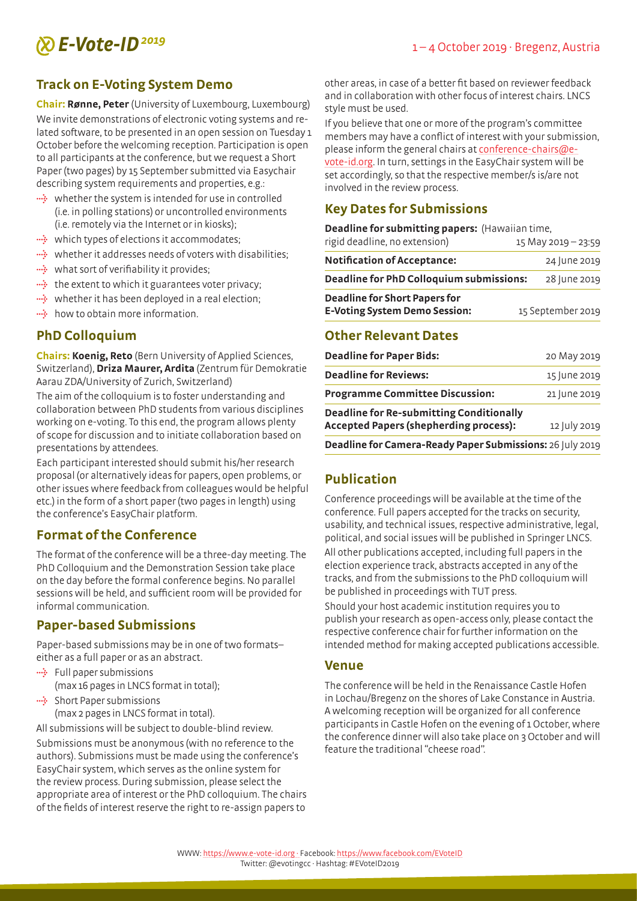## Track on E-Voting System Demo

**Chair:** **Rønne, Peter** (University of Luxembourg, Luxembourg)

We invite demonstrations of electronic voting systems and related software, to be presented in an open session on Tuesday 1 October before the welcoming reception. Participation is open to all participants at the conference, but we request a Short Paper (two pages) by 15 September submitted via Easychair describing system requirements and properties, e.g.:

- whether the system is intended for use in controlled (i.e. in polling stations) or uncontrolled environments (i.e. remotely via the Internet or in kiosks);
- which types of elections it accommodates;
- whether it addresses needs of voters with disabilities;
- what sort of verifiability it provides;
- the extent to which it guarantees voter privacy;
- whether it has been deployed in a real election;
- how to obtain more information.

## PhD Colloquium

**Chairs:** **Koenig, Reto** (Bern University of Applied Sciences, Switzerland), **Driza Maurer, Ardita** (Zentrum für Demokratie Aarau ZDA/University of Zurich, Switzerland)

The aim of the colloquium is to foster understanding and collaboration between PhD students from various disciplines working on e-voting. To this end, the program allows plenty of scope for discussion and to initiate collaboration based on presentations by attendees.

Each participant interested should submit his/her research proposal (or alternatively ideas for papers, open problems, or other issues where feedback from colleagues would be helpful etc.) in the form of a short paper (two pages in length) using the conference's EasyChair platform.

## Format of the Conference

The format of the conference will be a three-day meeting. The PhD Colloquium and the Demonstration Session take place on the day before the formal conference begins. No parallel sessions will be held, and sufficient room will be provided for informal communication.

## Paper-based Submissions

Paper-based submissions may be in one of two formats– either as a full paper or as an abstract.

- Full paper submissions (max 16 pages in LNCS format in total);
- Short Paper submissions (max 2 pages in LNCS format in total).

All submissions will be subject to double-blind review.

Submissions must be anonymous (with no reference to the authors). Submissions must be made using the conference's EasyChair system, which serves as the online system for the review process. During submission, please select the appropriate area of interest or the PhD colloquium. The chairs of the fields of interest reserve the right to re-assign papers to other areas, in case of a better fit based on reviewer feedback and in collaboration with other focus of interest chairs. LNCS style must be used.

If you believe that one or more of the program's committee members may have a conflict of interest with your submission, please inform the general chairs at conference-chairs@e-vote-id.org. In turn, settings in the EasyChair system will be set accordingly, so that the respective member/s is/are not involved in the review process.

## Key Dates for Submissions

| | |
|---|---|
| **Deadline for submitting papers:** (Hawaiian time, rigid deadline, no extension) | 15 May 2019 – 23:59 |
| **Notification of Acceptance:** | 24 June 2019 |
| **Deadline for PhD Colloquium submissions:** | 28 June 2019 |
| **Deadline for Short Papers for E-Voting System Demo Session:** | 15 September 2019 |

## Other Relevant Dates

| | |
|---|---|
| **Deadline for Paper Bids:** | 20 May 2019 |
| **Deadline for Reviews:** | 15 June 2019 |
| **Programme Committee Discussion:** | 21 June 2019 |
| **Deadline for Re-submitting Conditionally Accepted Papers (shepherding process):** | 12 July 2019 |
| **Deadline for Camera-Ready Paper Submissions:** | 26 July 2019 |

## Publication

Conference proceedings will be available at the time of the conference. Full papers accepted for the tracks on security, usability, and technical issues, respective administrative, legal, political, and social issues will be published in Springer LNCS. All other publications accepted, including full papers in the election experience track, abstracts accepted in any of the tracks, and from the submissions to the PhD colloquium will be published in proceedings with TUT press.

Should your host academic institution requires you to publish your research as open-access only, please contact the respective conference chair for further information on the intended method for making accepted publications accessible.

### Venue

The conference will be held in the Renaissance Castle Hofen in Lochau/Bregenz on the shores of Lake Constance in Austria. A welcoming reception will be organized for all conference participants in Castle Hofen on the evening of 1 October, where the conference dinner will also take place on 3 October and will feature the traditional "cheese road".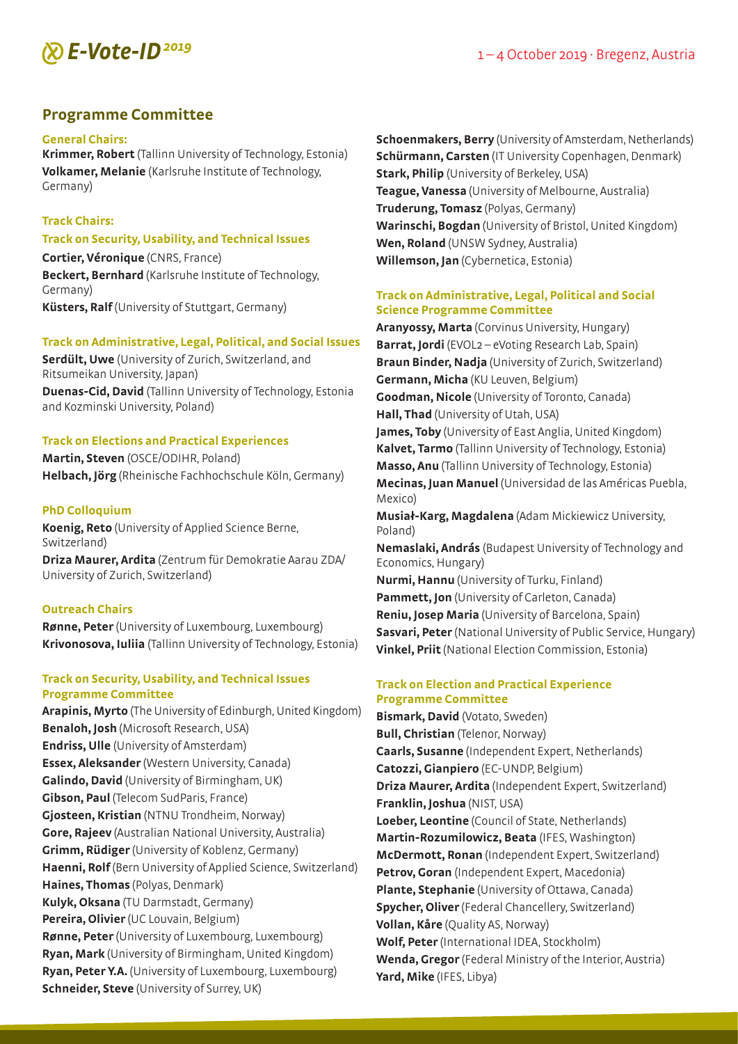## Programme Committee

### General Chairs:

**Krimmer, Robert** (Tallinn University of Technology, Estonia)
**Volkamer, Melanie** (Karlsruhe Institute of Technology, Germany)

### Track Chairs:

#### Track on Security, Usability, and Technical Issues

**Cortier, Véronique** (CNRS, France)
**Beckert, Bernhard** (Karlsruhe Institute of Technology, Germany)
**Küsters, Ralf** (University of Stuttgart, Germany)

#### Track on Administrative, Legal, Political, and Social Issues

**Serdült, Uwe** (University of Zurich, Switzerland, and Ritsumeikan University, Japan)
**Duenas-Cid, David** (Tallinn University of Technology, Estonia and Kozminski University, Poland)

#### Track on Elections and Practical Experiences

**Martin, Steven** (OSCE/ODIHR, Poland)
**Helbach, Jörg** (Rheinische Fachhochschule Köln, Germany)

### PhD Colloquium

**Koenig, Reto** (University of Applied Science Berne, Switzerland)
**Driza Maurer, Ardita** (Zentrum für Demokratie Aarau ZDA/ University of Zurich, Switzerland)

### Outreach Chairs

**Rønne, Peter** (University of Luxembourg, Luxembourg)
**Krivonosova, Iuliia** (Tallinn University of Technology, Estonia)

### Track on Security, Usability, and Technical Issues Programme Committee

**Arapinis, Myrto** (The University of Edinburgh, United Kingdom)
**Benaloh, Josh** (Microsoft Research, USA)
**Endriss, Ulle** (University of Amsterdam)
**Essex, Aleksander** (Western University, Canada)
**Galindo, David** (University of Birmingham, UK)
**Gibson, Paul** (Telecom SudParis, France)
**Gjosteen, Kristian** (NTNU Trondheim, Norway)
**Gore, Rajeev** (Australian National University, Australia)
**Grimm, Rüdiger** (University of Koblenz, Germany)
**Haenni, Rolf** (Bern University of Applied Science, Switzerland)
**Haines, Thomas** (Polyas, Denmark)
**Kulyk, Oksana** (TU Darmstadt, Germany)
**Pereira, Olivier** (UC Louvain, Belgium)
**Rønne, Peter** (University of Luxembourg, Luxembourg)
**Ryan, Mark** (University of Birmingham, United Kingdom)
**Ryan, Peter Y.A.** (University of Luxembourg, Luxembourg)
**Schneider, Steve** (University of Surrey, UK)
**Schoenmakers, Berry** (University of Amsterdam, Netherlands)
**Schürmann, Carsten** (IT University Copenhagen, Denmark)
**Stark, Philip** (University of Berkeley, USA)
**Teague, Vanessa** (University of Melbourne, Australia)
**Truderung, Tomasz** (Polyas, Germany)
**Warinschi, Bogdan** (University of Bristol, United Kingdom)
**Wen, Roland** (UNSW Sydney, Australia)
**Willemson, Jan** (Cybernetica, Estonia)

### Track on Administrative, Legal, Political and Social Science Programme Committee

**Aranyossy, Marta** (Corvinus University, Hungary)
**Barrat, Jordi** (EVOL2 – eVoting Research Lab, Spain)
**Braun Binder, Nadja** (University of Zurich, Switzerland)
**Germann, Micha** (KU Leuven, Belgium)
**Goodman, Nicole** (University of Toronto, Canada)
**Hall, Thad** (University of Utah, USA)
**James, Toby** (University of East Anglia, United Kingdom)
**Kalvet, Tarmo** (Tallinn University of Technology, Estonia)
**Masso, Anu** (Tallinn University of Technology, Estonia)
**Mecinas, Juan Manuel** (Universidad de las Américas Puebla, Mexico)
**Musiał-Karg, Magdalena** (Adam Mickiewicz University, Poland)
**Nemaslaki, András** (Budapest University of Technology and Economics, Hungary)
**Nurmi, Hannu** (University of Turku, Finland)
**Pammett, Jon** (University of Carleton, Canada)
**Reniu, Josep Maria** (University of Barcelona, Spain)
**Sasvari, Peter** (National University of Public Service, Hungary)
**Vinkel, Priit** (National Election Commission, Estonia)

### Track on Election and Practical Experience Programme Committee

**Bismark, David** (Votato, Sweden)
**Bull, Christian** (Telenor, Norway)
**Caarls, Susanne** (Independent Expert, Netherlands)
**Catozzi, Gianpiero** (EC-UNDP, Belgium)
**Driza Maurer, Ardita** (Independent Expert, Switzerland)
**Franklin, Joshua** (NIST, USA)
**Loeber, Leontine** (Council of State, Netherlands)
**Martin-Rozumilowicz, Beata** (IFES, Washington)
**McDermott, Ronan** (Independent Expert, Switzerland)
**Petrov, Goran** (Independent Expert, Macedonia)
**Plante, Stephanie** (University of Ottawa, Canada)
**Spycher, Oliver** (Federal Chancellery, Switzerland)
**Vollan, Kåre** (Quality AS, Norway)
**Wolf, Peter** (International IDEA, Stockholm)
**Wenda, Gregor** (Federal Ministry of the Interior, Austria)
**Yard, Mike** (IFES, Libya)